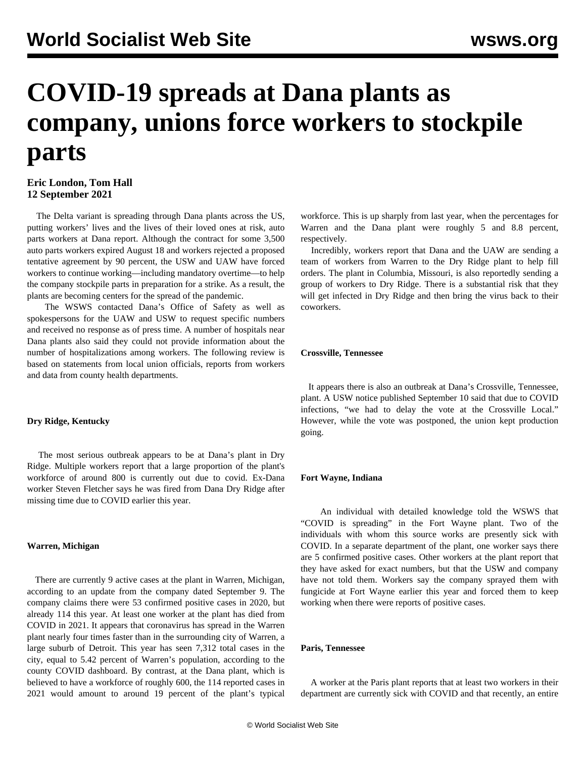# COVID-19 spreads at Dana plants as company, unions force workers to stockpile parts

**Eric London, Tom Hall**
**12 September 2021**

The Delta variant is spreading through Dana plants across the US, putting workers' lives and the lives of their loved ones at risk, auto parts workers at Dana report. Although the contract for some 3,500 auto parts workers expired August 18 and workers rejected a proposed tentative agreement by 90 percent, the USW and UAW have forced workers to continue working—including mandatory overtime—to help the company stockpile parts in preparation for a strike. As a result, the plants are becoming centers for the spread of the pandemic.

The WSWS contacted Dana's Office of Safety as well as spokespersons for the UAW and USW to request specific numbers and received no response as of press time. A number of hospitals near Dana plants also said they could not provide information about the number of hospitalizations among workers. The following review is based on statements from local union officials, reports from workers and data from county health departments.

**Dry Ridge, Kentucky**

The most serious outbreak appears to be at Dana's plant in Dry Ridge. Multiple workers report that a large proportion of the plant's workforce of around 800 is currently out due to covid. Ex-Dana worker Steven Fletcher says he was fired from Dana Dry Ridge after missing time due to COVID earlier this year.

**Warren, Michigan**

There are currently 9 active cases at the plant in Warren, Michigan, according to an update from the company dated September 9. The company claims there were 53 confirmed positive cases in 2020, but already 114 this year. At least one worker at the plant has died from COVID in 2021. It appears that coronavirus has spread in the Warren plant nearly four times faster than in the surrounding city of Warren, a large suburb of Detroit. This year has seen 7,312 total cases in the city, equal to 5.42 percent of Warren's population, according to the county COVID dashboard. By contrast, at the Dana plant, which is believed to have a workforce of roughly 600, the 114 reported cases in 2021 would amount to around 19 percent of the plant's typical workforce. This is up sharply from last year, when the percentages for Warren and the Dana plant were roughly 5 and 8.8 percent, respectively.

Incredibly, workers report that Dana and the UAW are sending a team of workers from Warren to the Dry Ridge plant to help fill orders. The plant in Columbia, Missouri, is also reportedly sending a group of workers to Dry Ridge. There is a substantial risk that they will get infected in Dry Ridge and then bring the virus back to their coworkers.

**Crossville, Tennessee**

It appears there is also an outbreak at Dana's Crossville, Tennessee, plant. A USW notice published September 10 said that due to COVID infections, "we had to delay the vote at the Crossville Local." However, while the vote was postponed, the union kept production going.

**Fort Wayne, Indiana**

An individual with detailed knowledge told the WSWS that "COVID is spreading" in the Fort Wayne plant. Two of the individuals with whom this source works are presently sick with COVID. In a separate department of the plant, one worker says there are 5 confirmed positive cases. Other workers at the plant report that they have asked for exact numbers, but that the USW and company have not told them. Workers say the company sprayed them with fungicide at Fort Wayne earlier this year and forced them to keep working when there were reports of positive cases.

**Paris, Tennessee**

A worker at the Paris plant reports that at least two workers in their department are currently sick with COVID and that recently, an entire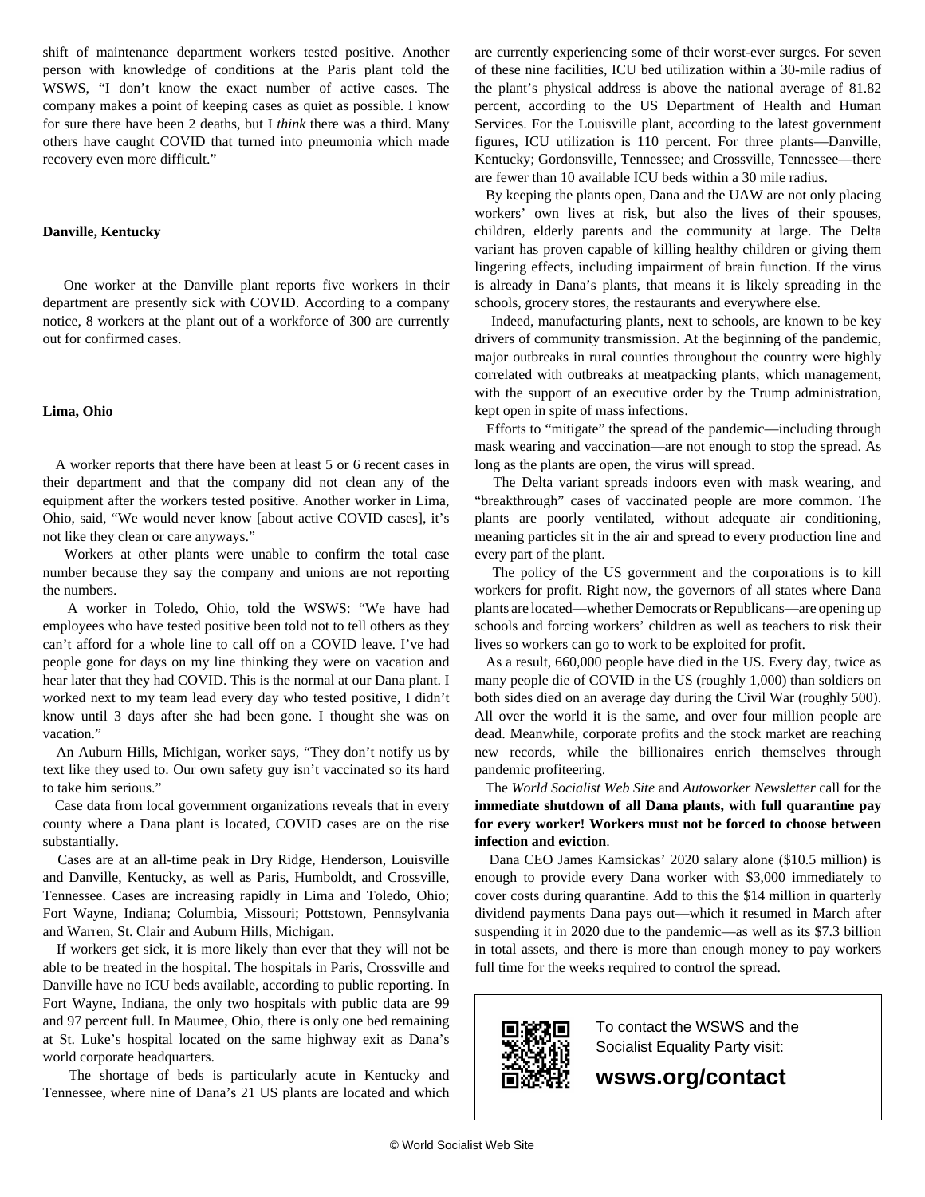shift of maintenance department workers tested positive. Another person with knowledge of conditions at the Paris plant told the WSWS, "I don't know the exact number of active cases. The company makes a point of keeping cases as quiet as possible. I know for sure there have been 2 deaths, but I *think* there was a third. Many others have caught COVID that turned into pneumonia which made recovery even more difficult."

**Danville, Kentucky**

One worker at the Danville plant reports five workers in their department are presently sick with COVID. According to a company notice, 8 workers at the plant out of a workforce of 300 are currently out for confirmed cases.

**Lima, Ohio**

A worker reports that there have been at least 5 or 6 recent cases in their department and that the company did not clean any of the equipment after the workers tested positive. Another worker in Lima, Ohio, said, "We would never know [about active COVID cases], it's not like they clean or care anyways."

Workers at other plants were unable to confirm the total case number because they say the company and unions are not reporting the numbers.

A worker in Toledo, Ohio, told the WSWS: "We have had employees who have tested positive been told not to tell others as they can't afford for a whole line to call off on a COVID leave. I've had people gone for days on my line thinking they were on vacation and hear later that they had COVID. This is the normal at our Dana plant. I worked next to my team lead every day who tested positive, I didn't know until 3 days after she had been gone. I thought she was on vacation."

An Auburn Hills, Michigan, worker says, "They don't notify us by text like they used to. Our own safety guy isn't vaccinated so its hard to take him serious."

Case data from local government organizations reveals that in every county where a Dana plant is located, COVID cases are on the rise substantially.

Cases are at an all-time peak in Dry Ridge, Henderson, Louisville and Danville, Kentucky, as well as Paris, Humboldt, and Crossville, Tennessee. Cases are increasing rapidly in Lima and Toledo, Ohio; Fort Wayne, Indiana; Columbia, Missouri; Pottstown, Pennsylvania and Warren, St. Clair and Auburn Hills, Michigan.

If workers get sick, it is more likely than ever that they will not be able to be treated in the hospital. The hospitals in Paris, Crossville and Danville have no ICU beds available, according to public reporting. In Fort Wayne, Indiana, the only two hospitals with public data are 99 and 97 percent full. In Maumee, Ohio, there is only one bed remaining at St. Luke's hospital located on the same highway exit as Dana's world corporate headquarters.

The shortage of beds is particularly acute in Kentucky and Tennessee, where nine of Dana's 21 US plants are located and which are currently experiencing some of their worst-ever surges. For seven of these nine facilities, ICU bed utilization within a 30-mile radius of the plant's physical address is above the national average of 81.82 percent, according to the US Department of Health and Human Services. For the Louisville plant, according to the latest government figures, ICU utilization is 110 percent. For three plants—Danville, Kentucky; Gordonsville, Tennessee; and Crossville, Tennessee—there are fewer than 10 available ICU beds within a 30 mile radius.

By keeping the plants open, Dana and the UAW are not only placing workers' own lives at risk, but also the lives of their spouses, children, elderly parents and the community at large. The Delta variant has proven capable of killing healthy children or giving them lingering effects, including impairment of brain function. If the virus is already in Dana's plants, that means it is likely spreading in the schools, grocery stores, the restaurants and everywhere else.

Indeed, manufacturing plants, next to schools, are known to be key drivers of community transmission. At the beginning of the pandemic, major outbreaks in rural counties throughout the country were highly correlated with outbreaks at meatpacking plants, which management, with the support of an executive order by the Trump administration, kept open in spite of mass infections.

Efforts to "mitigate" the spread of the pandemic—including through mask wearing and vaccination—are not enough to stop the spread. As long as the plants are open, the virus will spread.

The Delta variant spreads indoors even with mask wearing, and "breakthrough" cases of vaccinated people are more common. The plants are poorly ventilated, without adequate air conditioning, meaning particles sit in the air and spread to every production line and every part of the plant.

The policy of the US government and the corporations is to kill workers for profit. Right now, the governors of all states where Dana plants are located—whether Democrats or Republicans—are opening up schools and forcing workers' children as well as teachers to risk their lives so workers can go to work to be exploited for profit.

As a result, 660,000 people have died in the US. Every day, twice as many people die of COVID in the US (roughly 1,000) than soldiers on both sides died on an average day during the Civil War (roughly 500). All over the world it is the same, and over four million people are dead. Meanwhile, corporate profits and the stock market are reaching new records, while the billionaires enrich themselves through pandemic profiteering.

The *World Socialist Web Site* and *Autoworker Newsletter* call for the **immediate shutdown of all Dana plants, with full quarantine pay for every worker! Workers must not be forced to choose between infection and eviction**.

Dana CEO James Kamsickas' 2020 salary alone ($10.5 million) is enough to provide every Dana worker with $3,000 immediately to cover costs during quarantine. Add to this the $14 million in quarterly dividend payments Dana pays out—which it resumed in March after suspending it in 2020 due to the pandemic—as well as its $7.3 billion in total assets, and there is more than enough money to pay workers full time for the weeks required to control the spread.

To contact the WSWS and the Socialist Equality Party visit:

**wsws.org/contact**